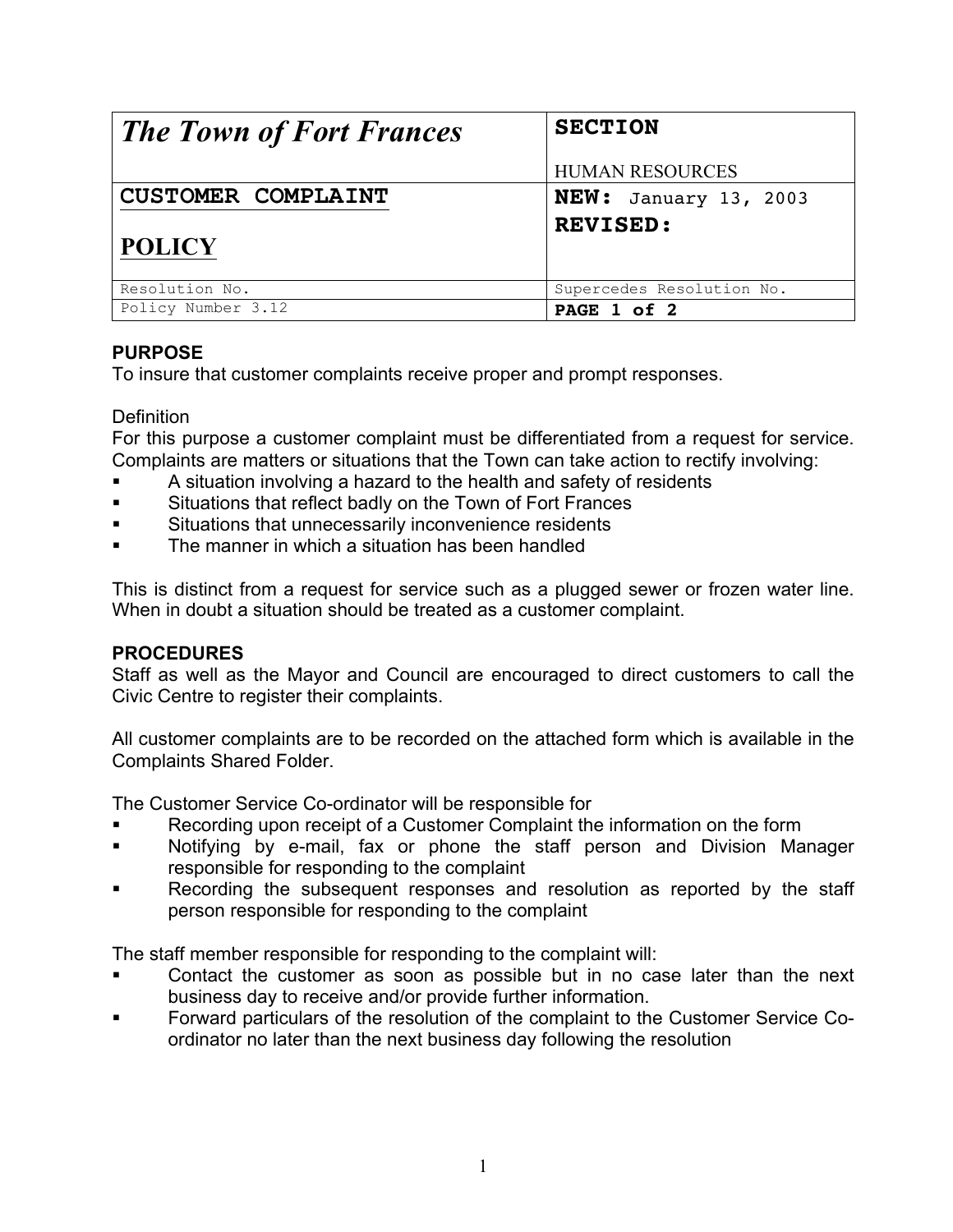| The Town of Fort Frances | SECTION<br>HUMAN RESOURCES |
| --- | --- |
| CUSTOMER COMPLAINT<br>POLICY | NEW: January 13, 2003<br>REVISED: |
| Resolution No. | Supercedes Resolution No. |
| Policy Number 3.12 | PAGE 1 of 2 |

**PURPOSE**
To insure that customer complaints receive proper and prompt responses.

Definition
For this purpose a customer complaint must be differentiated from a request for service. Complaints are matters or situations that the Town can take action to rectify involving:

- A situation involving a hazard to the health and safety of residents
- Situations that reflect badly on the Town of Fort Frances
- Situations that unnecessarily inconvenience residents
- The manner in which a situation has been handled

This is distinct from a request for service such as a plugged sewer or frozen water line. When in doubt a situation should be treated as a customer complaint.

**PROCEDURES**
Staff as well as the Mayor and Council are encouraged to direct customers to call the Civic Centre to register their complaints.

All customer complaints are to be recorded on the attached form which is available in the Complaints Shared Folder.

The Customer Service Co-ordinator will be responsible for

- Recording upon receipt of a Customer Complaint the information on the form
- Notifying by e-mail, fax or phone the staff person and Division Manager responsible for responding to the complaint
- Recording the subsequent responses and resolution as reported by the staff person responsible for responding to the complaint

The staff member responsible for responding to the complaint will:

- Contact the customer as soon as possible but in no case later than the next business day to receive and/or provide further information.
- Forward particulars of the resolution of the complaint to the Customer Service Co-ordinator no later than the next business day following the resolution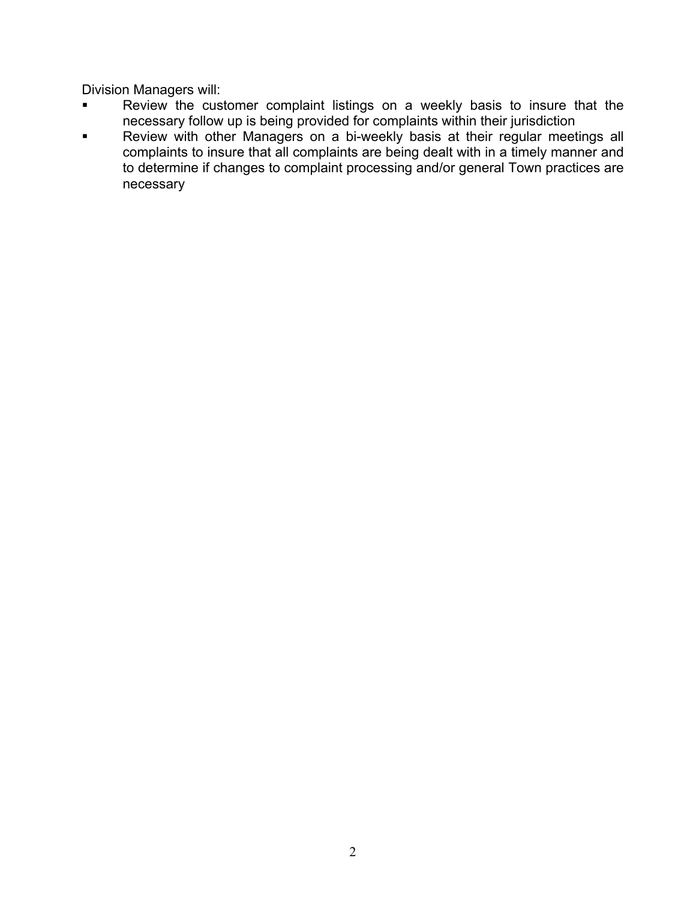Division Managers will:

- Review the customer complaint listings on a weekly basis to insure that the necessary follow up is being provided for complaints within their jurisdiction
- Review with other Managers on a bi-weekly basis at their regular meetings all complaints to insure that all complaints are being dealt with in a timely manner and to determine if changes to complaint processing and/or general Town practices are necessary